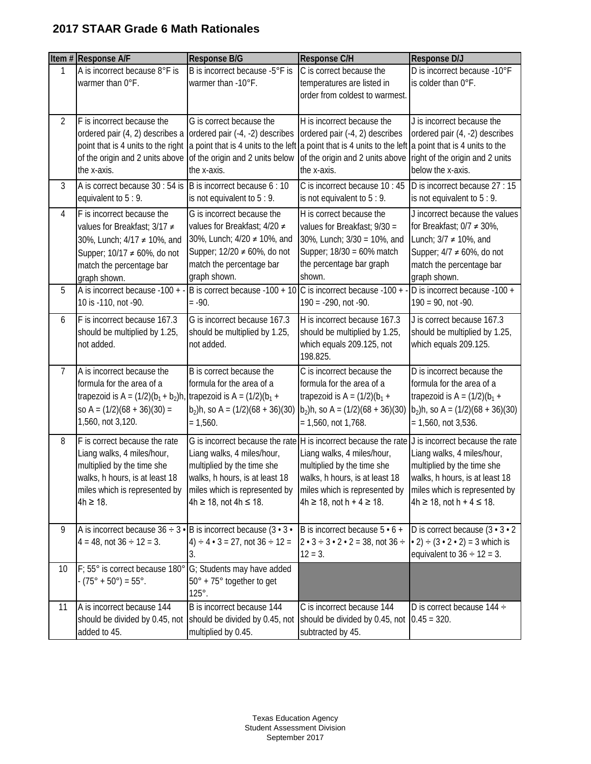## 2017 STAAR Grade 6 Math Rationales

| Item # | Response A/F | Response B/G | Response C/H | Response D/J |
|---|---|---|---|---|
| 1 | A is incorrect because 8°F is warmer than 0°F. | B is incorrect because -5°F is warmer than -10°F. | C is correct because the temperatures are listed in order from coldest to warmest. | D is incorrect because -10°F is colder than 0°F. |
| 2 | F is incorrect because the ordered pair (4, 2) describes a point that is 4 units to the right of the origin and 2 units above the x-axis. | G is correct because the ordered pair (-4, -2) describes a point that is 4 units to the left of the origin and 2 units below the x-axis. | H is incorrect because the ordered pair (-4, 2) describes a point that is 4 units to the left of the origin and 2 units above the x-axis. | J is incorrect because the ordered pair (4, -2) describes a point that is 4 units to the right of the origin and 2 units below the x-axis. |
| 3 | A is correct because 30 : 54 is equivalent to 5 : 9. | B is incorrect because 6 : 10 is not equivalent to 5 : 9. | C is incorrect because 10 : 45 is not equivalent to 5 : 9. | D is incorrect because 27 : 15 is not equivalent to 5 : 9. |
| 4 | F is incorrect because the values for Breakfast; 3/17 ≠ 30%, Lunch; 4/17 ≠ 10%, and Supper; 10/17 ≠ 60%, do not match the percentage bar graph shown. | G is incorrect because the values for Breakfast; 4/20 ≠ 30%, Lunch; 4/20 ≠ 10%, and Supper; 12/20 ≠ 60%, do not match the percentage bar graph shown. | H is correct because the values for Breakfast; 9/30 = 30%, Lunch; 3/30 = 10%, and Supper; 18/30 = 60% match the percentage bar graph shown. | J incorrect because the values for Breakfast; 0/7 ≠ 30%, Lunch; 3/7 ≠ 10%, and Supper; 4/7 ≠ 60%, do not match the percentage bar graph shown. |
| 5 | A is incorrect because -100 + -10 is -110, not -90. | B is correct because -100 + 10 = -90. | C is incorrect because -100 + -190 = -290, not -90. | D is incorrect because -100 + 190 = 90, not -90. |
| 6 | F is incorrect because 167.3 should be multiplied by 1.25, not added. | G is incorrect because 167.3 should be multiplied by 1.25, not added. | H is incorrect because 167.3 should be multiplied by 1.25, which equals 209.125, not 198.825. | J is correct because 167.3 should be multiplied by 1.25, which equals 209.125. |
| 7 | A is incorrect because the formula for the area of a trapezoid is $A = (1/2)(b_1 + b_2)h$, so $A = (1/2)(68 + 36)(30) =$ 1,560, not 3,120. | B is correct because the formula for the area of a trapezoid is $A = (1/2)(b_1 + b_2)h$, so $A = (1/2)(68 + 36)(30) = 1{,}560$. | C is incorrect because the formula for the area of a trapezoid is $A = (1/2)(b_1 + b_2)h$, so $A = (1/2)(68 + 36)(30) = 1{,}560$, not 1,768. | D is incorrect because the formula for the area of a trapezoid is $A = (1/2)(b_1 + b_2)h$, so $A = (1/2)(68 + 36)(30) = 1{,}560$, not 3,536. |
| 8 | F is correct because the rate Liang walks, 4 miles/hour, multiplied by the time she walks, h hours, is at least 18 miles which is represented by $4h \geq 18$. | G is incorrect because the rate Liang walks, 4 miles/hour, multiplied by the time she walks, h hours, is at least 18 miles which is represented by $4h \geq 18$, not $4h \leq 18$. | H is incorrect because the rate Liang walks, 4 miles/hour, multiplied by the time she walks, h hours, is at least 18 miles which is represented by $4h \geq 18$, not $h + 4 \geq 18$. | J is incorrect because the rate Liang walks, 4 miles/hour, multiplied by the time she walks, h hours, is at least 18 miles which is represented by $4h \geq 18$, not $h + 4 \leq 18$. |
| 9 | A is incorrect because 36 ÷ 3 • 4 = 48, not 36 ÷ 12 = 3. | B is incorrect because (3 • 3 • 4) ÷ 4 • 3 = 27, not 36 ÷ 12 = 3. | B is incorrect because 5 • 6 + 2 • 3 ÷ 3 • 2 • 2 = 38, not 36 ÷ 12 = 3. | D is correct because (3 • 3 • 2 • 2) ÷ (3 • 2 • 2) = 3 which is equivalent to 36 ÷ 12 = 3. |
| 10 | F; 55° is correct because 180° - (75° + 50°) = 55°. | G; Students may have added 50° + 75° together to get 125°. | | |
| 11 | A is incorrect because 144 should be divided by 0.45, not added to 45. | B is incorrect because 144 should be divided by 0.45, not multiplied by 0.45. | C is incorrect because 144 should be divided by 0.45, not subtracted by 45. | D is correct because 144 ÷ 0.45 = 320. |

Texas Education Agency
Student Assessment Division
September 2017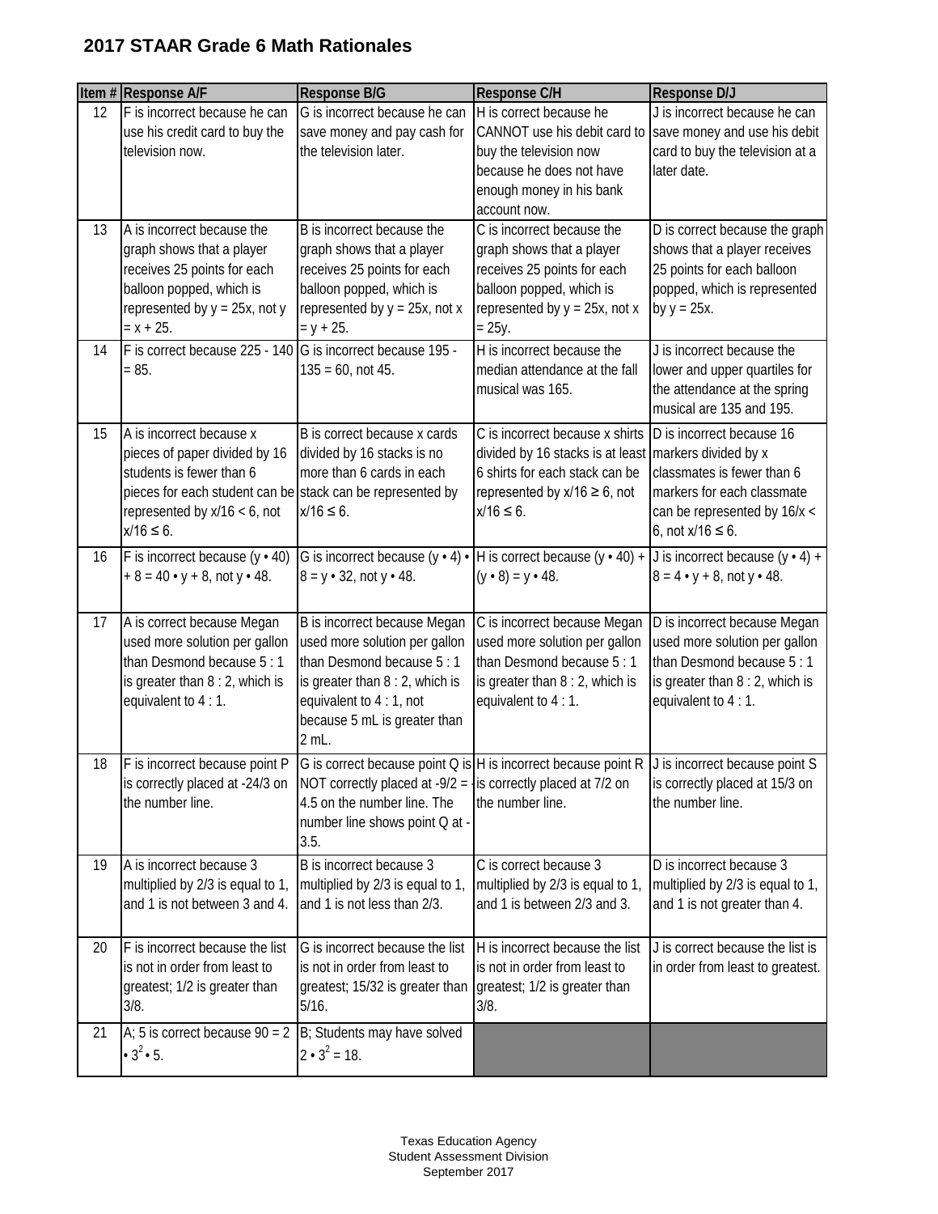## 2017 STAAR Grade 6 Math Rationales

| Item # | Response A/F | Response B/G | Response C/H | Response D/J |
|---|---|---|---|---|
| 12 | F is incorrect because he can use his credit card to buy the television now. | G is incorrect because he can save money and pay cash for the television later. | H is correct because he CANNOT use his debit card to buy the television now because he does not have enough money in his bank account now. | J is incorrect because he can save money and use his debit card to buy the television at a later date. |
| 13 | A is incorrect because the graph shows that a player receives 25 points for each balloon popped, which is represented by $y = 25x$, not $y = x + 25$. | B is incorrect because the graph shows that a player receives 25 points for each balloon popped, which is represented by $y = 25x$, not $x = y + 25$. | C is incorrect because the graph shows that a player receives 25 points for each balloon popped, which is represented by $y = 25x$, not $x = 25y$. | D is correct because the graph shows that a player receives 25 points for each balloon popped, which is represented by $y = 25x$. |
| 14 | F is correct because $225 - 140 = 85$. | G is incorrect because $195 - 135 = 60$, not 45. | H is incorrect because the median attendance at the fall musical was 165. | J is incorrect because the lower and upper quartiles for the attendance at the spring musical are 135 and 195. |
| 15 | A is incorrect because x pieces of paper divided by 16 students is fewer than 6 pieces for each student can be represented by $x/16 < 6$, not $x/16 \leq 6$. | B is correct because x cards divided by 16 stacks is no more than 6 cards in each stack can be represented by $x/16 \leq 6$. | C is incorrect because x shirts divided by 16 stacks is at least 6 shirts for each stack can be represented by $x/16 \geq 6$, not $x/16 \leq 6$. | D is incorrect because 16 markers divided by x classmates is fewer than 6 markers for each classmate can be represented by $16/x < 6$, not $x/16 \leq 6$. |
| 16 | F is incorrect because $(y \cdot 40) + 8 = 40 \cdot y + 8$, not $y \cdot 48$. | G is incorrect because $(y \cdot 4) \cdot 8 = y \cdot 32$, not $y \cdot 48$. | H is correct because $(y \cdot 40) + (y \cdot 8) = y \cdot 48$. | J is incorrect because $(y \cdot 4) + 8 = 4 \cdot y + 8$, not $y \cdot 48$. |
| 17 | A is correct because Megan used more solution per gallon than Desmond because 5 : 1 is greater than 8 : 2, which is equivalent to 4 : 1. | B is incorrect because Megan used more solution per gallon than Desmond because 5 : 1 is greater than 8 : 2, which is equivalent to 4 : 1, not because 5 mL is greater than 2 mL. | C is incorrect because Megan used more solution per gallon than Desmond because 5 : 1 is greater than 8 : 2, which is equivalent to 4 : 1. | D is incorrect because Megan used more solution per gallon than Desmond because 5 : 1 is greater than 8 : 2, which is equivalent to 4 : 1. |
| 18 | F is incorrect because point P is correctly placed at $-24/3$ on the number line. | G is correct because point Q is NOT correctly placed at $-9/2 = -4.5$ on the number line. The number line shows point Q at $-3.5$. | H is incorrect because point R is correctly placed at $7/2$ on the number line. | J is incorrect because point S is correctly placed at $15/3$ on the number line. |
| 19 | A is incorrect because 3 multiplied by $2/3$ is equal to 1, and 1 is not between 3 and 4. | B is incorrect because 3 multiplied by $2/3$ is equal to 1, and 1 is not less than $2/3$. | C is correct because 3 multiplied by $2/3$ is equal to 1, and 1 is between $2/3$ and 3. | D is incorrect because 3 multiplied by $2/3$ is equal to 1, and 1 is not greater than 4. |
| 20 | F is incorrect because the list is not in order from least to greatest; $1/2$ is greater than $3/8$. | G is incorrect because the list is not in order from least to greatest; $15/32$ is greater than $5/16$. | H is incorrect because the list is not in order from least to greatest; $1/2$ is greater than $3/8$. | J is correct because the list is in order from least to greatest. |
| 21 | A; 5 is correct because $90 = 2 \cdot 3^2 \cdot 5$. | B; Students may have solved $2 \cdot 3^2 = 18$. | | |

Texas Education Agency
Student Assessment Division
September 2017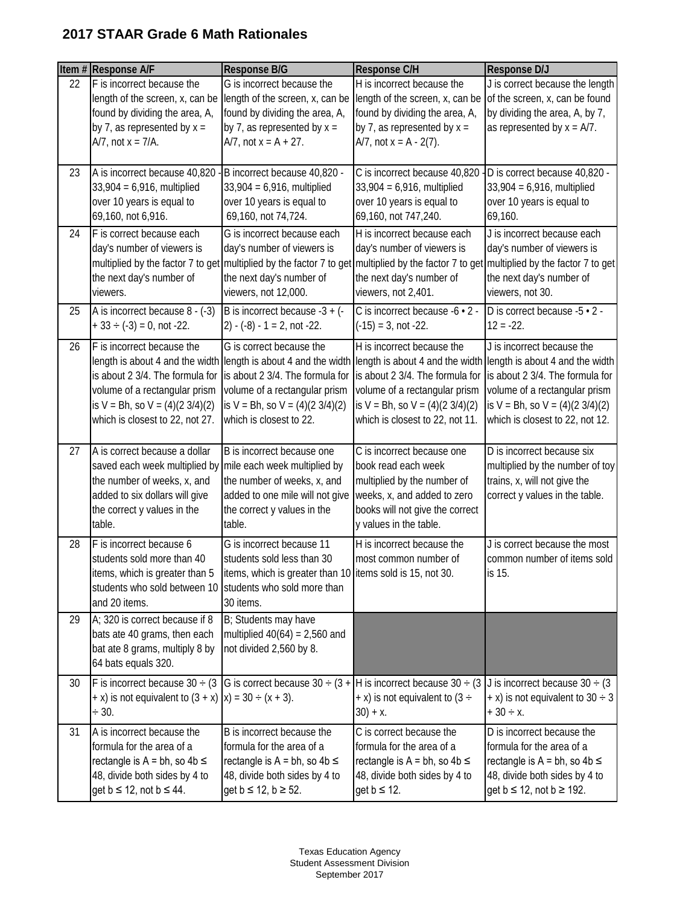## 2017 STAAR Grade 6 Math Rationales

| Item # | Response A/F | Response B/G | Response C/H | Response D/J |
|---|---|---|---|---|
| 22 | F is incorrect because the length of the screen, x, can be found by dividing the area, A, by 7, as represented by $x = A/7$, not $x = 7/A$. | G is incorrect because the length of the screen, x, can be found by dividing the area, A, by 7, as represented by $x = A/7$, not $x = A + 27$. | H is incorrect because the length of the screen, x, can be found by dividing the area, A, by 7, as represented by $x = A/7$, not $x = A - 2(7)$. | J is correct because the length of the screen, x, can be found by dividing the area, A, by 7, as represented by $x = A/7$. |
| 23 | A is incorrect because 40,820 - 33,904 = 6,916, multiplied over 10 years is equal to 69,160, not 6,916. | B incorrect because 40,820 - 33,904 = 6,916, multiplied over 10 years is equal to 69,160, not 74,724. | C is incorrect because 40,820 - 33,904 = 6,916, multiplied over 10 years is equal to 69,160, not 747,240. | D is correct because 40,820 - 33,904 = 6,916, multiplied over 10 years is equal to 69,160. |
| 24 | F is correct because each day's number of viewers is multiplied by the factor 7 to get the next day's number of viewers. | G is incorrect because each day's number of viewers is multiplied by the factor 7 to get the next day's number of viewers, not 12,000. | H is incorrect because each day's number of viewers is multiplied by the factor 7 to get the next day's number of viewers, not 2,401. | J is incorrect because each day's number of viewers is multiplied by the factor 7 to get the next day's number of viewers, not 30. |
| 25 | A is incorrect because $8 - (-3) + 33 \div (-3) = 0$, not -22. | B is incorrect because $-3 + (-2) - (-8) - 1 = 2$, not -22. | C is incorrect because $-6 \cdot 2 - (-15) = 3$, not -22. | D is correct because $-5 \cdot 2 - 12 = -22$. |
| 26 | F is incorrect because the length is about 4 and the width is about 2 3/4. The formula for volume of a rectangular prism is $V = Bh$, so $V = (4)(2\ 3/4)(2)$ which is closest to 22, not 27. | G is correct because the length is about 4 and the width is about 2 3/4. The formula for volume of a rectangular prism is $V = Bh$, so $V = (4)(2\ 3/4)(2)$ which is closest to 22. | H is incorrect because the length is about 4 and the width is about 2 3/4. The formula for volume of a rectangular prism is $V = Bh$, so $V = (4)(2\ 3/4)(2)$ which is closest to 22, not 11. | J is incorrect because the length is about 4 and the width is about 2 3/4. The formula for volume of a rectangular prism is $V = Bh$, so $V = (4)(2\ 3/4)(2)$ which is closest to 22, not 12. |
| 27 | A is correct because a dollar saved each week multiplied by the number of weeks, x, and added to six dollars will give the correct y values in the table. | B is incorrect because one mile each week multiplied by the number of weeks, x, and added to one mile will not give the correct y values in the table. | C is incorrect because one book read each week multiplied by the number of weeks, x, and added to zero books will not give the correct y values in the table. | D is incorrect because six multiplied by the number of toy trains, x, will not give the correct y values in the table. |
| 28 | F is incorrect because 6 students sold more than 40 items, which is greater than 5 students who sold between 10 and 20 items. | G is incorrect because 11 students sold less than 30 items, which is greater than 10 students who sold more than 30 items. | H is incorrect because the most common number of items sold is 15, not 30. | J is correct because the most common number of items sold is 15. |
| 29 | A; 320 is correct because if 8 bats ate 40 grams, then each bat ate 8 grams, multiply 8 by 64 bats equals 320. | B; Students may have multiplied $40(64) = 2,560$ and not divided 2,560 by 8. | | |
| 30 | F is incorrect because $30 \div (3 + x)$ is not equivalent to $(3 + x) \div 30$. | G is correct because $30 \div (3 + x) = 30 \div (x + 3)$. | H is incorrect because $30 \div (3 + x)$ is not equivalent to $(3 \div 30) + x$. | J is incorrect because $30 \div (3 + x)$ is not equivalent to $30 \div 3 + 30 \div x$. |
| 31 | A is incorrect because the formula for the area of a rectangle is $A = bh$, so $4b \leq 48$, divide both sides by 4 to get $b \leq 12$, not $b \leq 44$. | B is incorrect because the formula for the area of a rectangle is $A = bh$, so $4b \leq 48$, divide both sides by 4 to get $b \leq 12$, $b \geq 52$. | C is correct because the formula for the area of a rectangle is $A = bh$, so $4b \leq 48$, divide both sides by 4 to get $b \leq 12$. | D is incorrect because the formula for the area of a rectangle is $A = bh$, so $4b \leq 48$, divide both sides by 4 to get $b \leq 12$, not $b \geq 192$. |

Texas Education Agency
Student Assessment Division
September 2017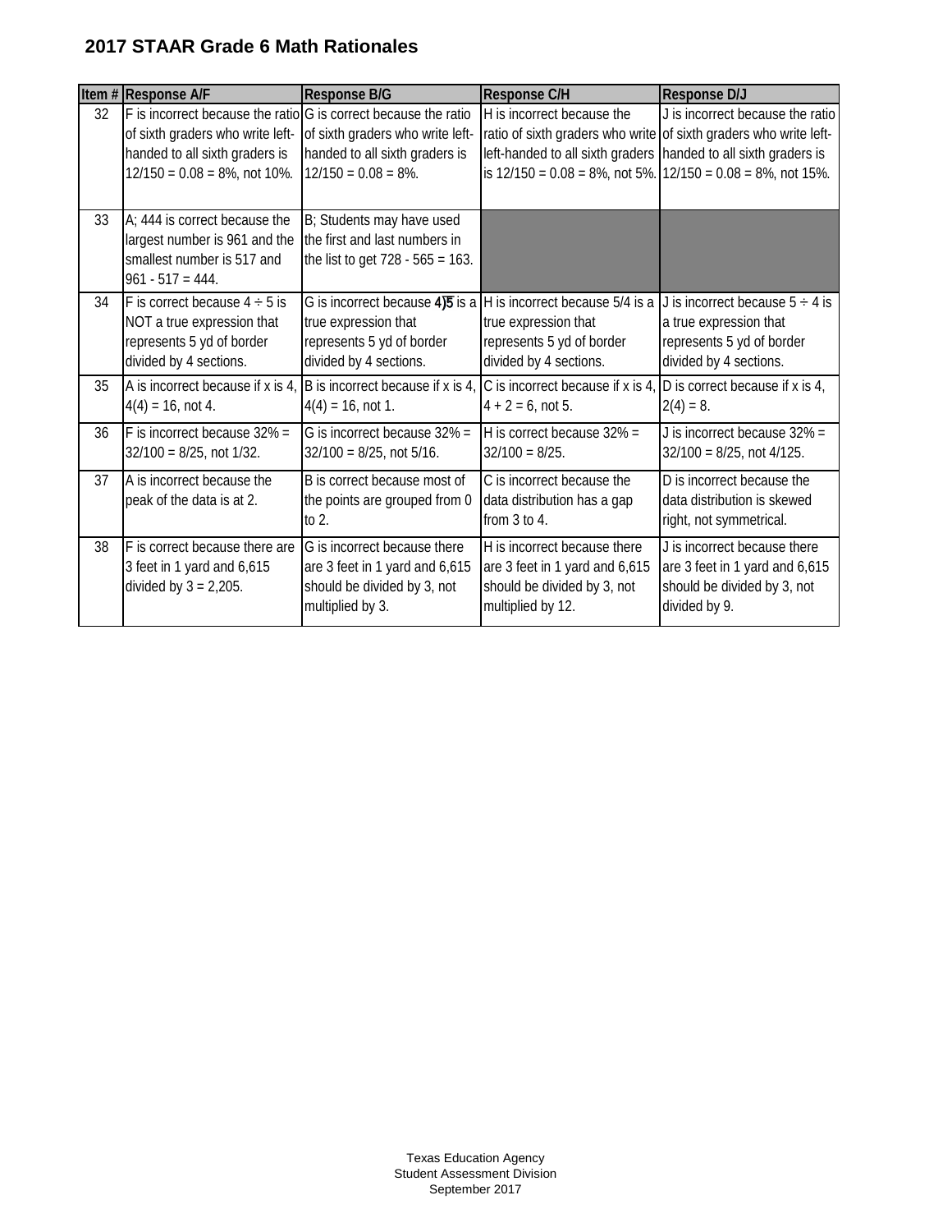## 2017 STAAR Grade 6 Math Rationales

| Item # | Response A/F | Response B/G | Response C/H | Response D/J |
|---|---|---|---|---|
| 32 | F is incorrect because the ratio of sixth graders who write left-handed to all sixth graders is 12/150 = 0.08 = 8%, not 10%. | G is correct because the ratio of sixth graders who write left-handed to all sixth graders is 12/150 = 0.08 = 8%. | H is incorrect because the ratio of sixth graders who write left-handed to all sixth graders is 12/150 = 0.08 = 8%, not 5%. | J is incorrect because the ratio of sixth graders who write left-handed to all sixth graders is 12/150 = 0.08 = 8%, not 15%. |
| 33 | A; 444 is correct because the largest number is 961 and the smallest number is 517 and 961 - 517 = 444. | B; Students may have used the first and last numbers in the list to get 728 - 565 = 163. | | |
| 34 | F is correct because 4 ÷ 5 is NOT a true expression that represents 5 yd of border divided by 4 sections. | G is incorrect because $4\overline{)5}$ is a true expression that represents 5 yd of border divided by 4 sections. | H is incorrect because 5/4 is a true expression that represents 5 yd of border divided by 4 sections. | J is incorrect because 5 ÷ 4 is a true expression that represents 5 yd of border divided by 4 sections. |
| 35 | A is incorrect because if x is 4, 4(4) = 16, not 4. | B is incorrect because if x is 4, 4(4) = 16, not 1. | C is incorrect because if x is 4, 4 + 2 = 6, not 5. | D is correct because if x is 4, 2(4) = 8. |
| 36 | F is incorrect because 32% = 32/100 = 8/25, not 1/32. | G is incorrect because 32% = 32/100 = 8/25, not 5/16. | H is correct because 32% = 32/100 = 8/25. | J is incorrect because 32% = 32/100 = 8/25, not 4/125. |
| 37 | A is incorrect because the peak of the data is at 2. | B is correct because most of the points are grouped from 0 to 2. | C is incorrect because the data distribution has a gap from 3 to 4. | D is incorrect because the data distribution is skewed right, not symmetrical. |
| 38 | F is correct because there are 3 feet in 1 yard and 6,615 divided by 3 = 2,205. | G is incorrect because there are 3 feet in 1 yard and 6,615 should be divided by 3, not multiplied by 3. | H is incorrect because there are 3 feet in 1 yard and 6,615 should be divided by 3, not multiplied by 12. | J is incorrect because there are 3 feet in 1 yard and 6,615 should be divided by 3, not divided by 9. |

Texas Education Agency
Student Assessment Division
September 2017